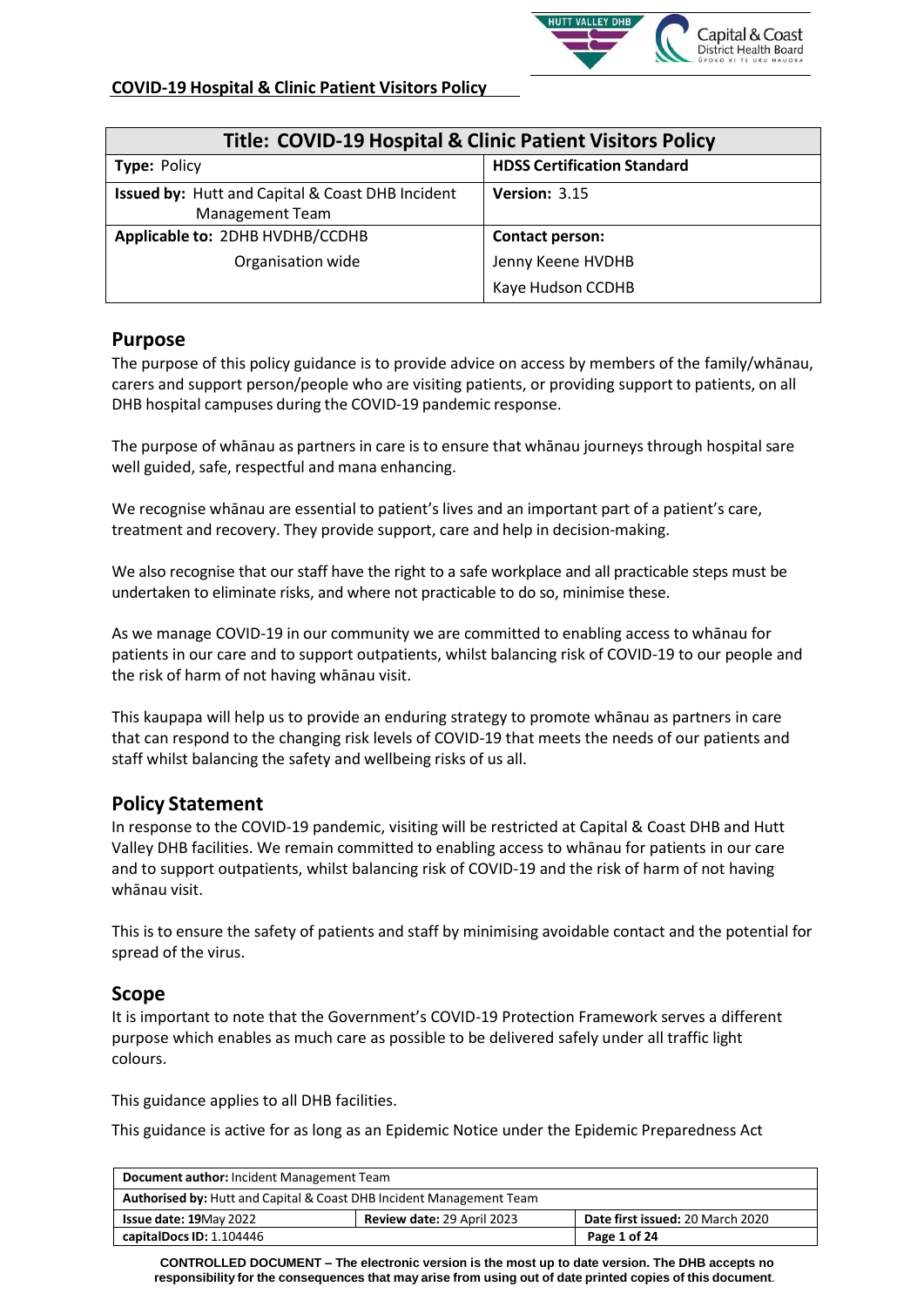| Title: COVID-19 Hospital & Clinic Patient Visitors Policy | |
|---|---|
| **Type:** Policy | **HDSS Certification Standard** |
| **Issued by:** Hutt and Capital & Coast DHB Incident Management Team | **Version:** 3.15 |
| **Applicable to:** 2DHB HVDHB/CCDHB Organisation wide | **Contact person:** Jenny Keene HVDHB Kaye Hudson CCDHB |

## Purpose

The purpose of this policy guidance is to provide advice on access by members of the family/whānau, carers and support person/people who are visiting patients, or providing support to patients, on all DHB hospital campuses during the COVID-19 pandemic response.

The purpose of whānau as partners in care is to ensure that whānau journeys through hospital sare well guided, safe, respectful and mana enhancing.

We recognise whānau are essential to patient's lives and an important part of a patient's care, treatment and recovery. They provide support, care and help in decision-making.

We also recognise that our staff have the right to a safe workplace and all practicable steps must be undertaken to eliminate risks, and where not practicable to do so, minimise these.

As we manage COVID-19 in our community we are committed to enabling access to whānau for patients in our care and to support outpatients, whilst balancing risk of COVID-19 to our people and the risk of harm of not having whānau visit.

This kaupapa will help us to provide an enduring strategy to promote whānau as partners in care that can respond to the changing risk levels of COVID-19 that meets the needs of our patients and staff whilst balancing the safety and wellbeing risks of us all.

## Policy Statement

In response to the COVID-19 pandemic, visiting will be restricted at Capital & Coast DHB and Hutt Valley DHB facilities. We remain committed to enabling access to whānau for patients in our care and to support outpatients, whilst balancing risk of COVID-19 and the risk of harm of not having whānau visit.

This is to ensure the safety of patients and staff by minimising avoidable contact and the potential for spread of the virus.

## Scope

It is important to note that the Government's COVID-19 Protection Framework serves a different purpose which enables as much care as possible to be delivered safely under all traffic light colours.

This guidance applies to all DHB facilities.

This guidance is active for as long as an Epidemic Notice under the Epidemic Preparedness Act

| | | |
|---|---|---|
| **Document author:** Incident Management Team | | |
| **Authorised by:** Hutt and Capital & Coast DHB Incident Management Team | | |
| **Issue date: 19**May 2022 | **Review date:** 29 April 2023 | **Date first issued:** 20 March 2020 |
| **capitalDocs ID:** 1.104446 | | |

**CONTROLLED DOCUMENT – The electronic version is the most up to date version. The DHB accepts no responsibility for the consequences that may arise from using out of date printed copies of this document.**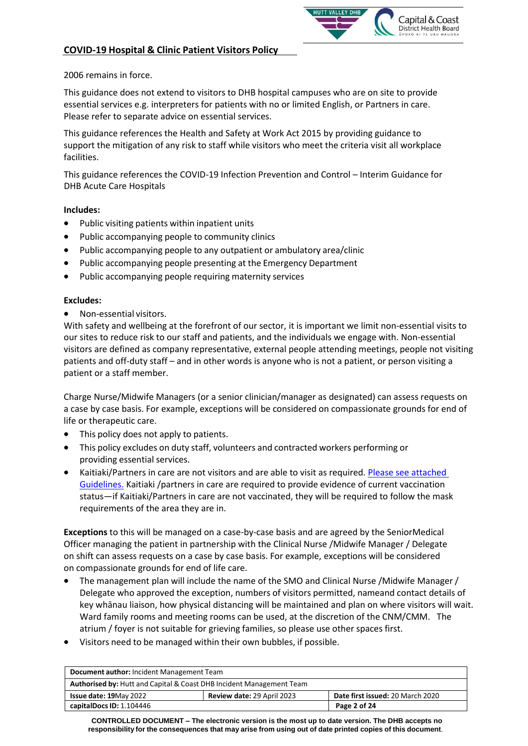2006 remains in force.

This guidance does not extend to visitors to DHB hospital campuses who are on site to provide essential services e.g. interpreters for patients with no or limited English, or Partners in care. Please refer to separate advice on essential services.

This guidance references the Health and Safety at Work Act 2015 by providing guidance to support the mitigation of any risk to staff while visitors who meet the criteria visit all workplace facilities.

This guidance references the COVID-19 Infection Prevention and Control – Interim Guidance for DHB Acute Care Hospitals

**Includes:**

- Public visiting patients within inpatient units
- Public accompanying people to community clinics
- Public accompanying people to any outpatient or ambulatory area/clinic
- Public accompanying people presenting at the Emergency Department
- Public accompanying people requiring maternity services

**Excludes:**

- Non-essential visitors.

With safety and wellbeing at the forefront of our sector, it is important we limit non-essential visits to our sites to reduce risk to our staff and patients, and the individuals we engage with. Non-essential visitors are defined as company representative, external people attending meetings, people not visiting patients and off-duty staff – and in other words is anyone who is not a patient, or person visiting a patient or a staff member.

Charge Nurse/Midwife Managers (or a senior clinician/manager as designated) can assess requests on a case by case basis. For example, exceptions will be considered on compassionate grounds for end of life or therapeutic care.

- This policy does not apply to patients.
- This policy excludes on duty staff, volunteers and contracted workers performing or providing essential services.
- Kaitiaki/Partners in care are not visitors and are able to visit as required. Please see attached Guidelines. Kaitiaki /partners in care are required to provide evidence of current vaccination status—if Kaitiaki/Partners in care are not vaccinated, they will be required to follow the mask requirements of the area they are in.

**Exceptions** to this will be managed on a case-by-case basis and are agreed by the SeniorMedical Officer managing the patient in partnership with the Clinical Nurse /Midwife Manager / Delegate on shift can assess requests on a case by case basis. For example, exceptions will be considered on compassionate grounds for end of life care.

- The management plan will include the name of the SMO and Clinical Nurse /Midwife Manager / Delegate who approved the exception, numbers of visitors permitted, nameand contact details of key whānau liaison, how physical distancing will be maintained and plan on where visitors will wait. Ward family rooms and meeting rooms can be used, at the discretion of the CNM/CMM. The atrium / foyer is not suitable for grieving families, so please use other spaces first.
- Visitors need to be managed within their own bubbles, if possible.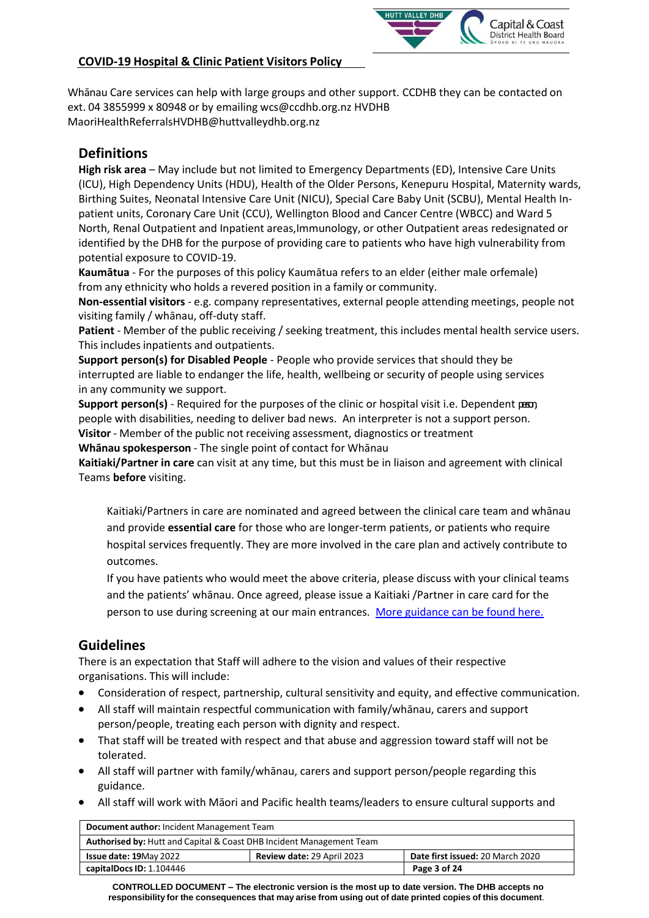Whānau Care services can help with large groups and other support. CCDHB they can be contacted on ext. 04 3855999 x 80948 or by emailing wcs@ccdhb.org.nz HVDHB MaoriHealthReferralsHVDHB@huttvalleydhb.org.nz

## Definitions

**High risk area** – May include but not limited to Emergency Departments (ED), Intensive Care Units (ICU), High Dependency Units (HDU), Health of the Older Persons, Kenepuru Hospital, Maternity wards, Birthing Suites, Neonatal Intensive Care Unit (NICU), Special Care Baby Unit (SCBU), Mental Health In-patient units, Coronary Care Unit (CCU), Wellington Blood and Cancer Centre (WBCC) and Ward 5 North, Renal Outpatient and Inpatient areas,Immunology, or other Outpatient areas redesignated or identified by the DHB for the purpose of providing care to patients who have high vulnerability from potential exposure to COVID-19.

**Kaumātua** - For the purposes of this policy Kaumātua refers to an elder (either male orfemale) from any ethnicity who holds a revered position in a family or community.

**Non-essential visitors** - e.g. company representatives, external people attending meetings, people not visiting family / whānau, off-duty staff.

**Patient** - Member of the public receiving / seeking treatment, this includes mental health service users. This includes inpatients and outpatients.

**Support person(s) for Disabled People** - People who provide services that should they be interrupted are liable to endanger the life, health, wellbeing or security of people using services in any community we support.

**Support person(s)** - Required for the purposes of the clinic or hospital visit i.e. Dependent person, people with disabilities, needing to deliver bad news. An interpreter is not a support person.

**Visitor** - Member of the public not receiving assessment, diagnostics or treatment

**Whānau spokesperson** - The single point of contact for Whānau

**Kaitiaki/Partner in care** can visit at any time, but this must be in liaison and agreement with clinical Teams **before** visiting.

Kaitiaki/Partners in care are nominated and agreed between the clinical care team and whānau and provide **essential care** for those who are longer-term patients, or patients who require hospital services frequently. They are more involved in the care plan and actively contribute to outcomes.

If you have patients who would meet the above criteria, please discuss with your clinical teams and the patients' whānau. Once agreed, please issue a Kaitiaki /Partner in care card for the person to use during screening at our main entrances. More guidance can be found here.

## Guidelines

There is an expectation that Staff will adhere to the vision and values of their respective organisations. This will include:

- Consideration of respect, partnership, cultural sensitivity and equity, and effective communication.
- All staff will maintain respectful communication with family/whānau, carers and support person/people, treating each person with dignity and respect.
- That staff will be treated with respect and that abuse and aggression toward staff will not be tolerated.
- All staff will partner with family/whānau, carers and support person/people regarding this guidance.
- All staff will work with Māori and Pacific health teams/leaders to ensure cultural supports and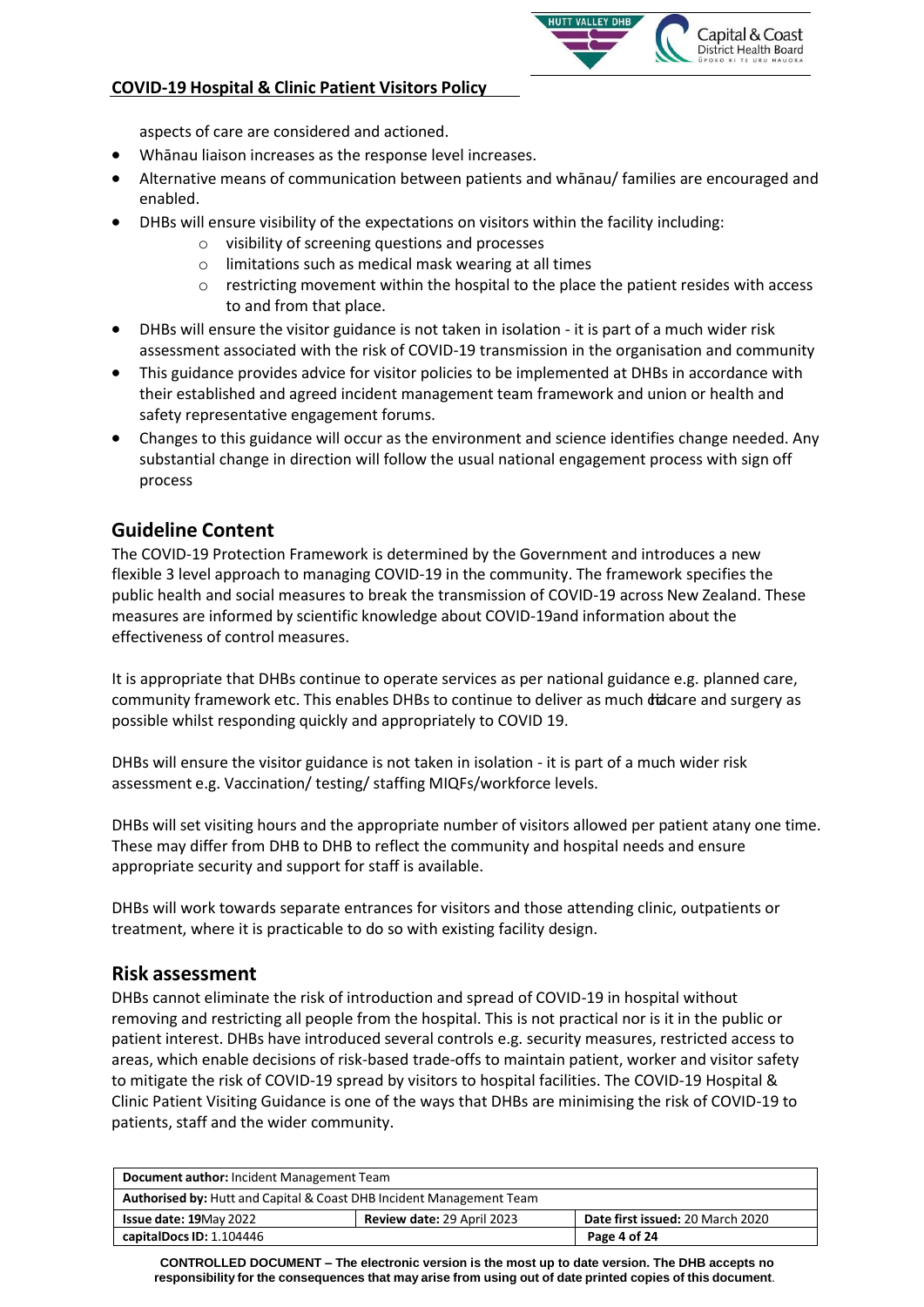aspects of care are considered and actioned.

- Whānau liaison increases as the response level increases.
- Alternative means of communication between patients and whānau/ families are encouraged and enabled.
- DHBs will ensure visibility of the expectations on visitors within the facility including:
  - visibility of screening questions and processes
  - limitations such as medical mask wearing at all times
  - restricting movement within the hospital to the place the patient resides with access to and from that place.
- DHBs will ensure the visitor guidance is not taken in isolation - it is part of a much wider risk assessment associated with the risk of COVID-19 transmission in the organisation and community
- This guidance provides advice for visitor policies to be implemented at DHBs in accordance with their established and agreed incident management team framework and union or health and safety representative engagement forums.
- Changes to this guidance will occur as the environment and science identifies change needed. Any substantial change in direction will follow the usual national engagement process with sign off process

## Guideline Content

The COVID-19 Protection Framework is determined by the Government and introduces a new flexible 3 level approach to managing COVID-19 in the community. The framework specifies the public health and social measures to break the transmission of COVID-19 across New Zealand. These measures are informed by scientific knowledge about COVID-19and information about the effectiveness of control measures.

It is appropriate that DHBs continue to operate services as per national guidance e.g. planned care, community framework etc. This enables DHBs to continue to deliver as much of care and surgery as possible whilst responding quickly and appropriately to COVID 19.

DHBs will ensure the visitor guidance is not taken in isolation - it is part of a much wider risk assessment e.g. Vaccination/ testing/ staffing MIQFs/workforce levels.

DHBs will set visiting hours and the appropriate number of visitors allowed per patient atany one time. These may differ from DHB to DHB to reflect the community and hospital needs and ensure appropriate security and support for staff is available.

DHBs will work towards separate entrances for visitors and those attending clinic, outpatients or treatment, where it is practicable to do so with existing facility design.

## Risk assessment

DHBs cannot eliminate the risk of introduction and spread of COVID-19 in hospital without removing and restricting all people from the hospital. This is not practical nor is it in the public or patient interest. DHBs have introduced several controls e.g. security measures, restricted access to areas, which enable decisions of risk-based trade-offs to maintain patient, worker and visitor safety to mitigate the risk of COVID-19 spread by visitors to hospital facilities. The COVID-19 Hospital & Clinic Patient Visiting Guidance is one of the ways that DHBs are minimising the risk of COVID-19 to patients, staff and the wider community.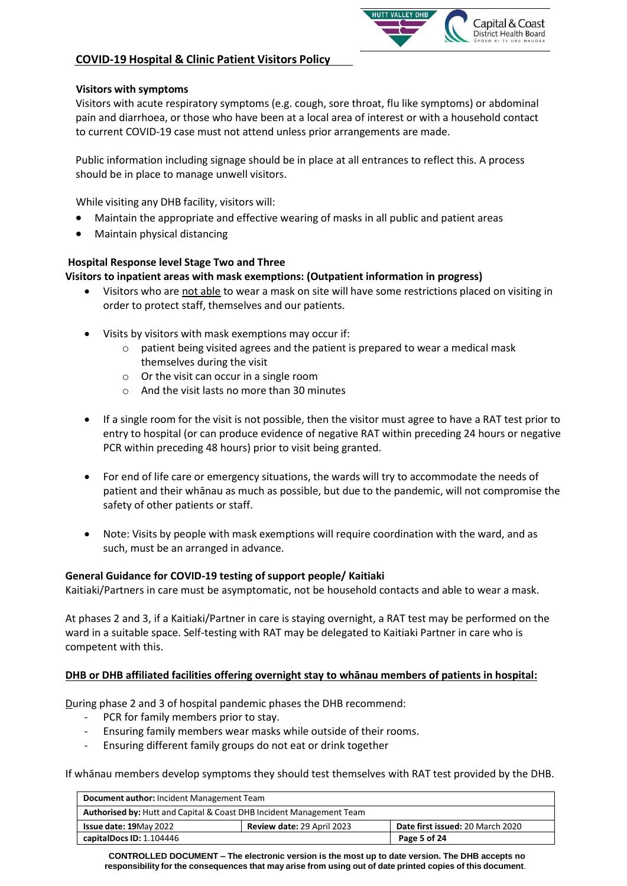## COVID-19 Hospital & Clinic Patient Visitors Policy

### Visitors with symptoms

Visitors with acute respiratory symptoms (e.g. cough, sore throat, flu like symptoms) or abdominal pain and diarrhoea, or those who have been at a local area of interest or with a household contact to current COVID-19 case must not attend unless prior arrangements are made.

Public information including signage should be in place at all entrances to reflect this. A process should be in place to manage unwell visitors.

While visiting any DHB facility, visitors will:

- Maintain the appropriate and effective wearing of masks in all public and patient areas
- Maintain physical distancing

### Hospital Response level Stage Two and Three

**Visitors to inpatient areas with mask exemptions: (Outpatient information in progress)**

- Visitors who are not able to wear a mask on site will have some restrictions placed on visiting in order to protect staff, themselves and our patients.
- Visits by visitors with mask exemptions may occur if:
  - patient being visited agrees and the patient is prepared to wear a medical mask themselves during the visit
  - Or the visit can occur in a single room
  - And the visit lasts no more than 30 minutes
- If a single room for the visit is not possible, then the visitor must agree to have a RAT test prior to entry to hospital (or can produce evidence of negative RAT within preceding 24 hours or negative PCR within preceding 48 hours) prior to visit being granted.
- For end of life care or emergency situations, the wards will try to accommodate the needs of patient and their whānau as much as possible, but due to the pandemic, will not compromise the safety of other patients or staff.
- Note: Visits by people with mask exemptions will require coordination with the ward, and as such, must be an arranged in advance.

### General Guidance for COVID-19 testing of support people/ Kaitiaki

Kaitiaki/Partners in care must be asymptomatic, not be household contacts and able to wear a mask.

At phases 2 and 3, if a Kaitiaki/Partner in care is staying overnight, a RAT test may be performed on the ward in a suitable space. Self-testing with RAT may be delegated to Kaitiaki Partner in care who is competent with this.

### DHB or DHB affiliated facilities offering overnight stay to whānau members of patients in hospital:

During phase 2 and 3 of hospital pandemic phases the DHB recommend:

- PCR for family members prior to stay.
- Ensuring family members wear masks while outside of their rooms.
- Ensuring different family groups do not eat or drink together

If whānau members develop symptoms they should test themselves with RAT test provided by the DHB.

| | | |
|---|---|---|
| **Document author:** Incident Management Team | | |
| **Authorised by:** Hutt and Capital & Coast DHB Incident Management Team | | |
| **Issue date: 19**May 2022 | **Review date:** 29 April 2023 | **Date first issued:** 20 March 2020 |
| **capitalDocs ID:** 1.104446 | | |

**CONTROLLED DOCUMENT – The electronic version is the most up to date version. The DHB accepts no responsibility for the consequences that may arise from using out of date printed copies of this document.**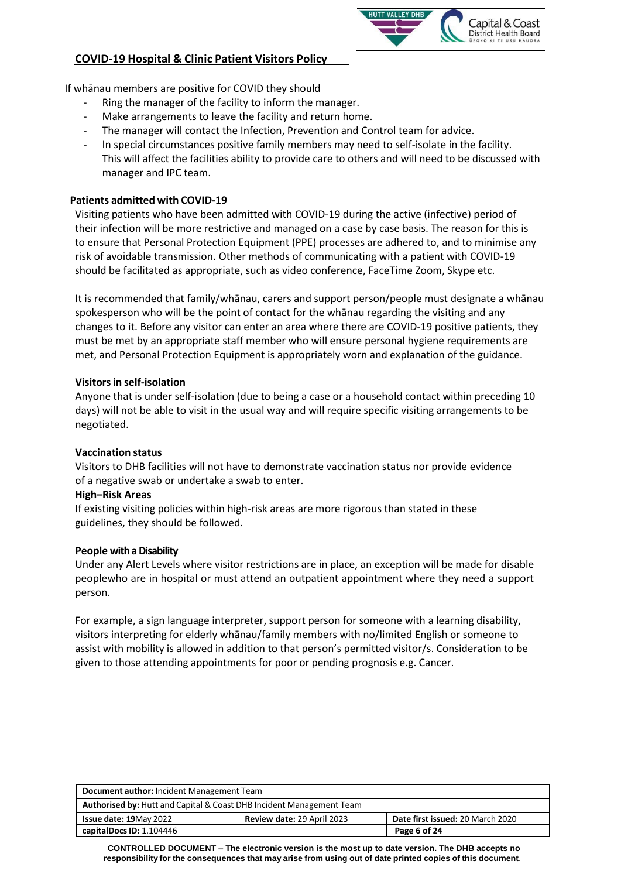If whānau members are positive for COVID they should

- Ring the manager of the facility to inform the manager.
- Make arrangements to leave the facility and return home.
- The manager will contact the Infection, Prevention and Control team for advice.
- In special circumstances positive family members may need to self-isolate in the facility. This will affect the facilities ability to provide care to others and will need to be discussed with manager and IPC team.

**Patients admitted with COVID-19**

Visiting patients who have been admitted with COVID-19 during the active (infective) period of their infection will be more restrictive and managed on a case by case basis. The reason for this is to ensure that Personal Protection Equipment (PPE) processes are adhered to, and to minimise any risk of avoidable transmission. Other methods of communicating with a patient with COVID-19 should be facilitated as appropriate, such as video conference, FaceTime Zoom, Skype etc.

It is recommended that family/whānau, carers and support person/people must designate a whānau spokesperson who will be the point of contact for the whānau regarding the visiting and any changes to it. Before any visitor can enter an area where there are COVID-19 positive patients, they must be met by an appropriate staff member who will ensure personal hygiene requirements are met, and Personal Protection Equipment is appropriately worn and explanation of the guidance.

**Visitors in self-isolation**

Anyone that is under self-isolation (due to being a case or a household contact within preceding 10 days) will not be able to visit in the usual way and will require specific visiting arrangements to be negotiated.

**Vaccination status**

Visitors to DHB facilities will not have to demonstrate vaccination status nor provide evidence of a negative swab or undertake a swab to enter.

**High–Risk Areas**

If existing visiting policies within high-risk areas are more rigorous than stated in these guidelines, they should be followed.

**People with a Disability**

Under any Alert Levels where visitor restrictions are in place, an exception will be made for disable peoplewho are in hospital or must attend an outpatient appointment where they need a support person.

For example, a sign language interpreter, support person for someone with a learning disability, visitors interpreting for elderly whānau/family members with no/limited English or someone to assist with mobility is allowed in addition to that person's permitted visitor/s. Consideration to be given to those attending appointments for poor or pending prognosis e.g. Cancer.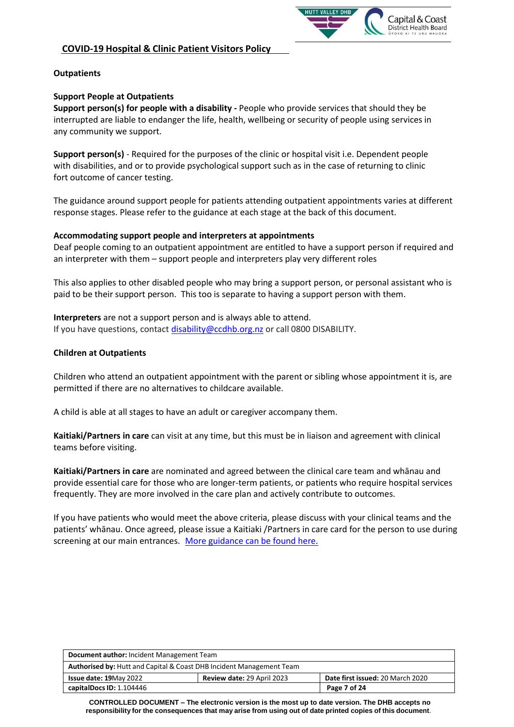## Outpatients

### Support People at Outpatients

**Support person(s) for people with a disability -** People who provide services that should they be interrupted are liable to endanger the life, health, wellbeing or security of people using services in any community we support.

**Support person(s)** - Required for the purposes of the clinic or hospital visit i.e. Dependent people with disabilities, and or to provide psychological support such as in the case of returning to clinic fort outcome of cancer testing.

The guidance around support people for patients attending outpatient appointments varies at different response stages. Please refer to the guidance at each stage at the back of this document.

### Accommodating support people and interpreters at appointments

Deaf people coming to an outpatient appointment are entitled to have a support person if required and an interpreter with them – support people and interpreters play very different roles

This also applies to other disabled people who may bring a support person, or personal assistant who is paid to be their support person. This too is separate to having a support person with them.

**Interpreters** are not a support person and is always able to attend.
If you have questions, contact [disability@ccdhb.org.nz](mailto:disability@ccdhb.org.nz) or call 0800 DISABILITY.

### Children at Outpatients

Children who attend an outpatient appointment with the parent or sibling whose appointment it is, are permitted if there are no alternatives to childcare available.

A child is able at all stages to have an adult or caregiver accompany them.

**Kaitiaki/Partners in care** can visit at any time, but this must be in liaison and agreement with clinical teams before visiting.

**Kaitiaki/Partners in care** are nominated and agreed between the clinical care team and whānau and provide essential care for those who are longer-term patients, or patients who require hospital services frequently. They are more involved in the care plan and actively contribute to outcomes.

If you have patients who would meet the above criteria, please discuss with your clinical teams and the patients' whānau. Once agreed, please issue a Kaitiaki /Partners in care card for the person to use during screening at our main entrances. More guidance can be found here.

| | | |
|---|---|---|
| **Document author:** Incident Management Team | | |
| **Authorised by:** Hutt and Capital & Coast DHB Incident Management Team | | |
| **Issue date: 19**May 2022 | **Review date:** 29 April 2023 | **Date first issued:** 20 March 2020 |
| **capitalDocs ID:** 1.104446 | | |

**CONTROLLED DOCUMENT – The electronic version is the most up to date version. The DHB accepts no responsibility for the consequences that may arise from using out of date printed copies of this document.**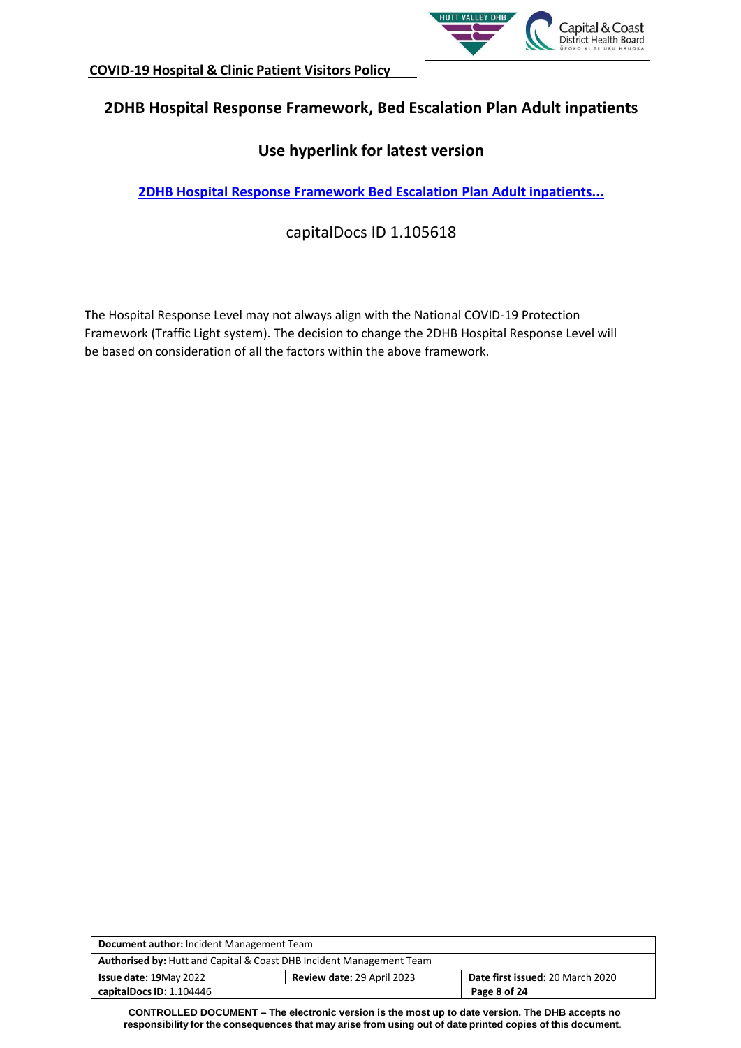## 2DHB Hospital Response Framework, Bed Escalation Plan Adult inpatients

## Use hyperlink for latest version

**2DHB Hospital Response Framework Bed Escalation Plan Adult inpatients...**

capitalDocs ID 1.105618

The Hospital Response Level may not always align with the National COVID-19 Protection Framework (Traffic Light system). The decision to change the 2DHB Hospital Response Level will be based on consideration of all the factors within the above framework.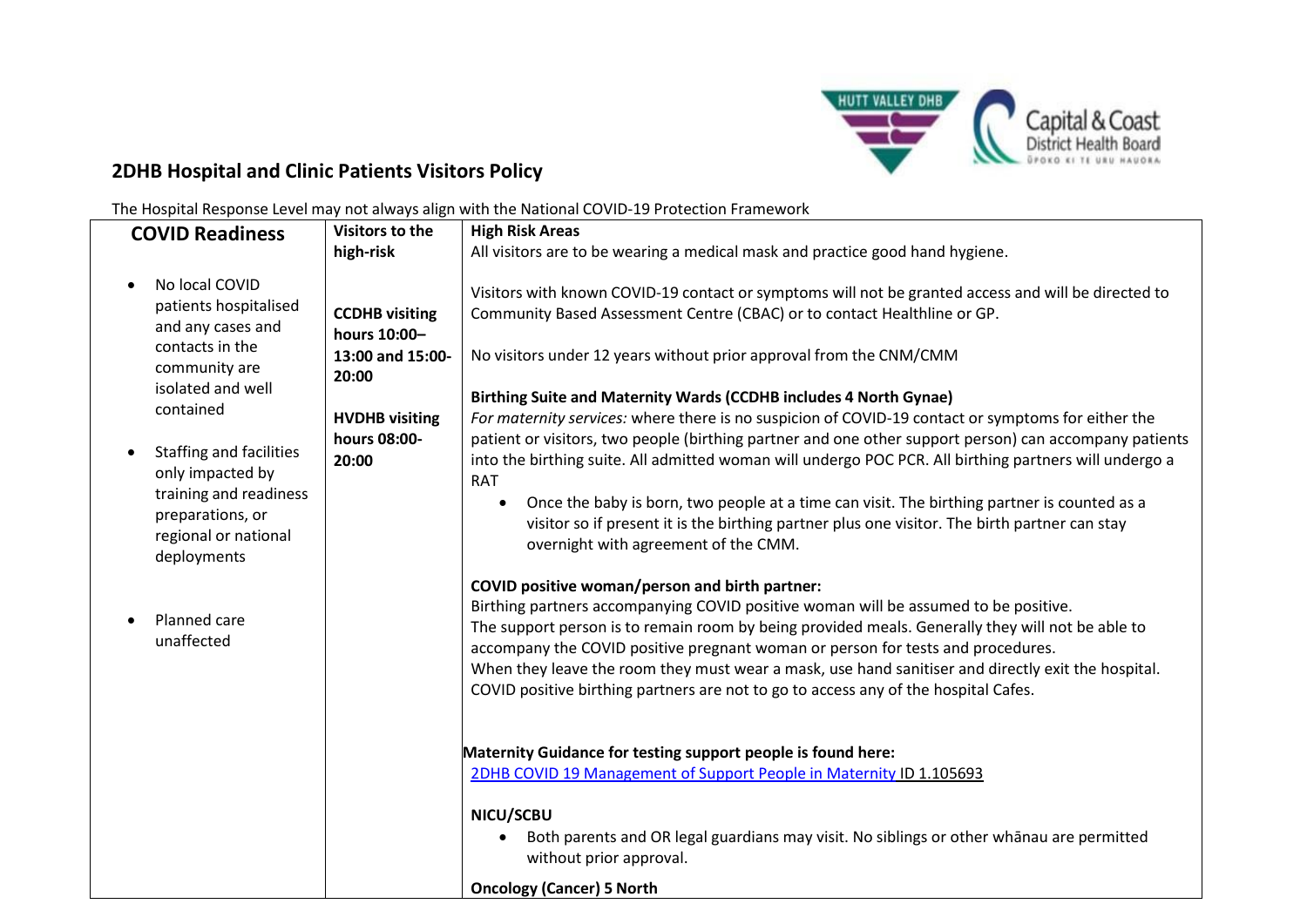## 2DHB Hospital and Clinic Patients Visitors Policy

The Hospital Response Level may not always align with the National COVID-19 Protection Framework

| COVID Readiness | Visitors to the high-risk | High Risk Areas |
|---|---|---|
| • No local COVID patients hospitalised and any cases and contacts in the community are isolated and well contained<br><br>• Staffing and facilities only impacted by training and readiness preparations, or regional or national deployments<br><br>• Planned care unaffected | **CCDHB visiting hours 10:00–13:00 and 15:00-20:00**<br><br>**HVDHB visiting hours 08:00-20:00** | All visitors are to be wearing a medical mask and practice good hand hygiene.<br><br>Visitors with known COVID-19 contact or symptoms will not be granted access and will be directed to Community Based Assessment Centre (CBAC) or to contact Healthline or GP.<br><br>No visitors under 12 years without prior approval from the CNM/CMM<br><br>**Birthing Suite and Maternity Wards (CCDHB includes 4 North Gynae)**<br>*For maternity services:* where there is no suspicion of COVID-19 contact or symptoms for either the patient or visitors, two people (birthing partner and one other support person) can accompany patients into the birthing suite. All admitted woman will undergo POC PCR. All birthing partners will undergo a RAT<br>• Once the baby is born, two people at a time can visit. The birthing partner is counted as a visitor so if present it is the birthing partner plus one visitor. The birth partner can stay overnight with agreement of the CMM.<br><br>**COVID positive woman/person and birth partner:**<br>Birthing partners accompanying COVID positive woman will be assumed to be positive.<br>The support person is to remain room by being provided meals. Generally they will not be able to accompany the COVID positive pregnant woman or person for tests and procedures.<br>When they leave the room they must wear a mask, use hand sanitiser and directly exit the hospital.<br>COVID positive birthing partners are not to go to access any of the hospital Cafes.<br><br>**Maternity Guidance for testing support people is found here:**<br>2DHB COVID 19 Management of Support People in Maternity ID 1.105693<br><br>**NICU/SCBU**<br>• Both parents and OR legal guardians may visit. No siblings or other whānau are permitted without prior approval.<br><br>**Oncology (Cancer) 5 North** |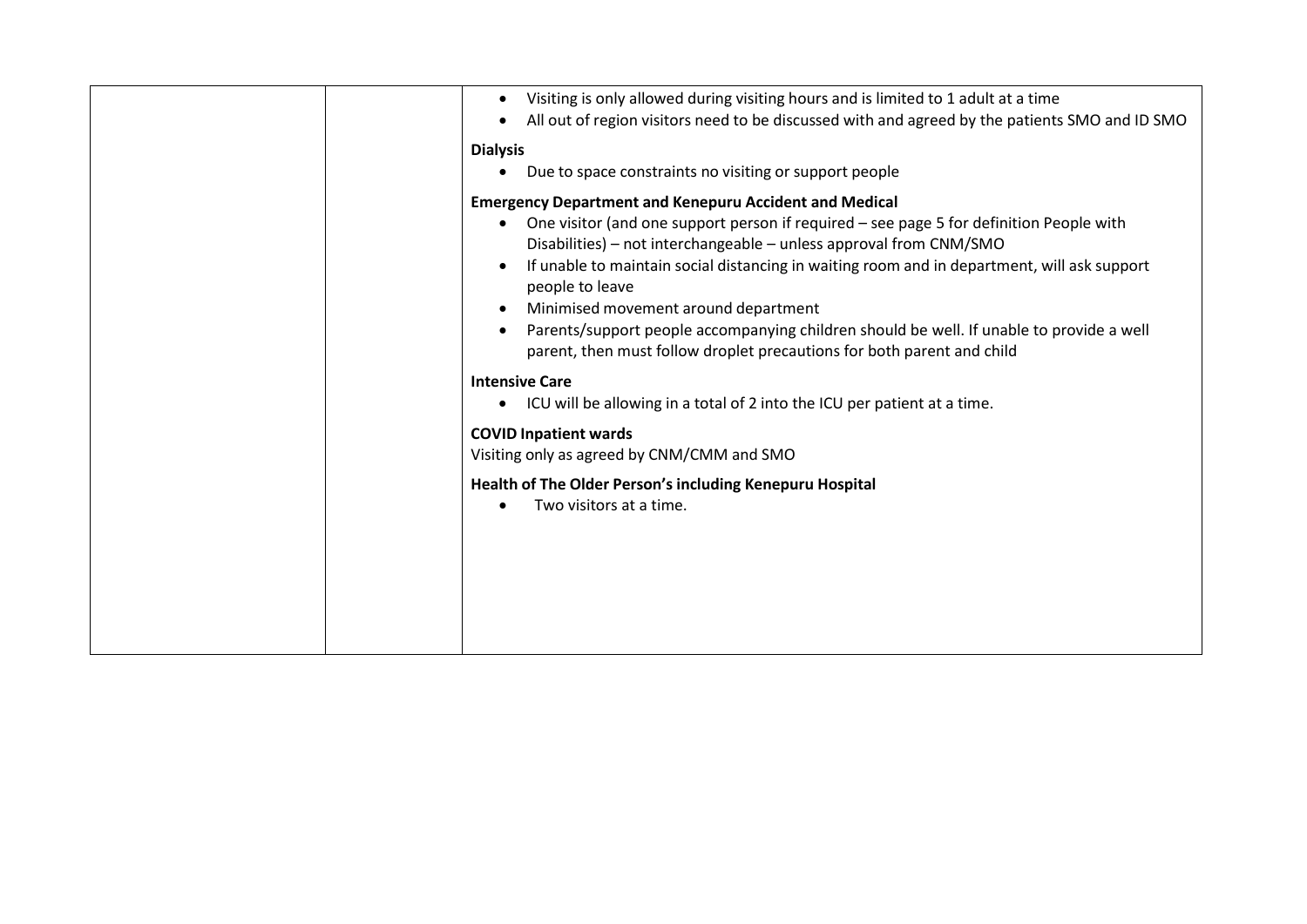| | | |
|---|---|---|
| | | • Visiting is only allowed during visiting hours and is limited to 1 adult at a time<br>• All out of region visitors need to be discussed with and agreed by the patients SMO and ID SMO<br><br>**Dialysis**<br>• Due to space constraints no visiting or support people<br><br>**Emergency Department and Kenepuru Accident and Medical**<br>• One visitor (and one support person if required – see page 5 for definition People with Disabilities) – not interchangeable – unless approval from CNM/SMO<br>• If unable to maintain social distancing in waiting room and in department, will ask support people to leave<br>• Minimised movement around department<br>• Parents/support people accompanying children should be well. If unable to provide a well parent, then must follow droplet precautions for both parent and child<br><br>**Intensive Care**<br>• ICU will be allowing in a total of 2 into the ICU per patient at a time.<br><br>**COVID Inpatient wards**<br>Visiting only as agreed by CNM/CMM and SMO<br><br>**Health of The Older Person's including Kenepuru Hospital**<br>• Two visitors at a time. |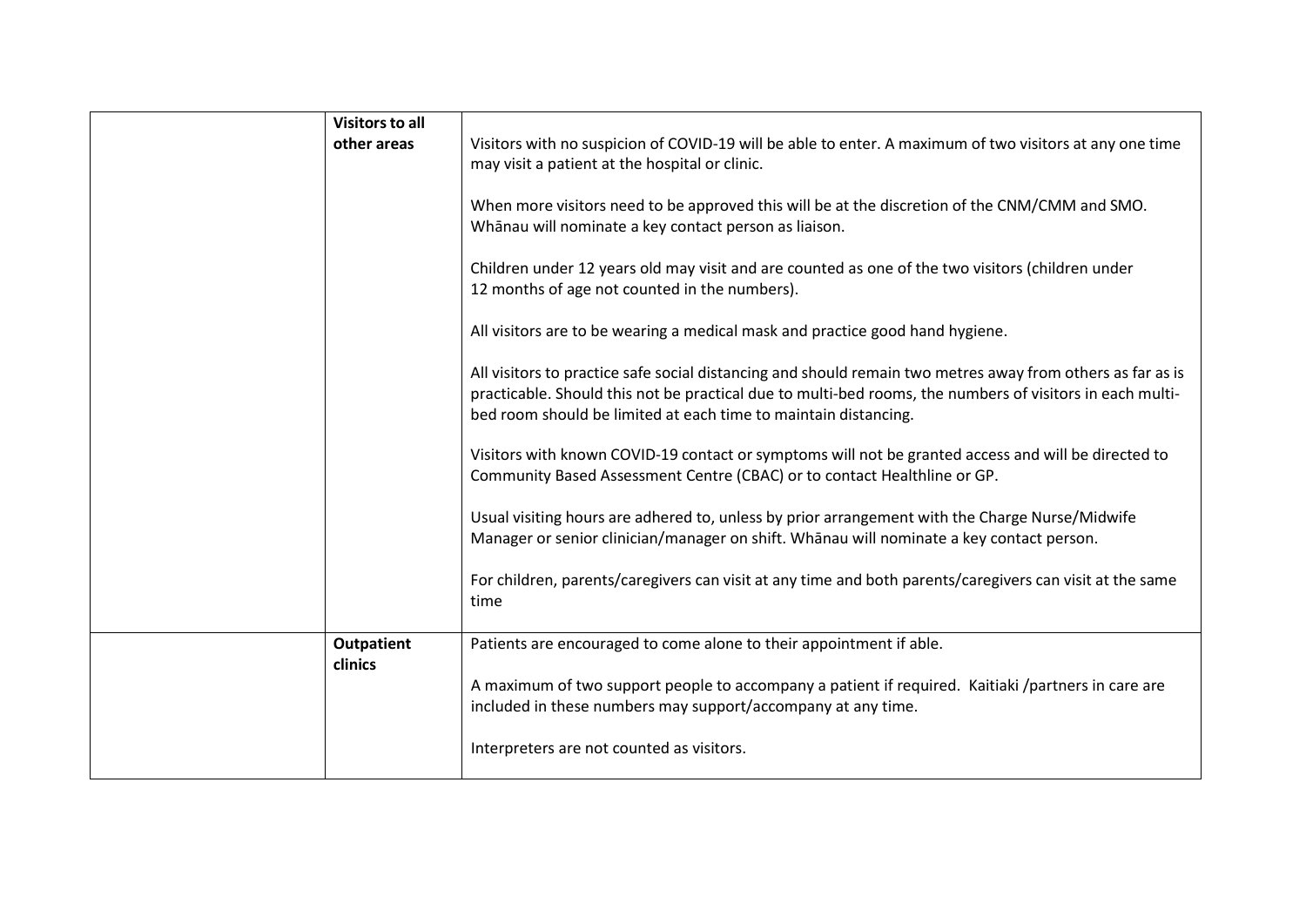| | | |
|---|---|---|
| | **Visitors to all other areas** | Visitors with no suspicion of COVID-19 will be able to enter. A maximum of two visitors at any one time may visit a patient at the hospital or clinic.<br><br>When more visitors need to be approved this will be at the discretion of the CNM/CMM and SMO. Whānau will nominate a key contact person as liaison.<br><br>Children under 12 years old may visit and are counted as one of the two visitors (children under 12 months of age not counted in the numbers).<br><br>All visitors are to be wearing a medical mask and practice good hand hygiene.<br><br>All visitors to practice safe social distancing and should remain two metres away from others as far as is practicable. Should this not be practical due to multi-bed rooms, the numbers of visitors in each multi-bed room should be limited at each time to maintain distancing.<br><br>Visitors with known COVID-19 contact or symptoms will not be granted access and will be directed to Community Based Assessment Centre (CBAC) or to contact Healthline or GP.<br><br>Usual visiting hours are adhered to, unless by prior arrangement with the Charge Nurse/Midwife Manager or senior clinician/manager on shift. Whānau will nominate a key contact person.<br><br>For children, parents/caregivers can visit at any time and both parents/caregivers can visit at the same time |
| | **Outpatient clinics** | Patients are encouraged to come alone to their appointment if able.<br><br>A maximum of two support people to accompany a patient if required. Kaitiaki /partners in care are included in these numbers may support/accompany at any time.<br><br>Interpreters are not counted as visitors. |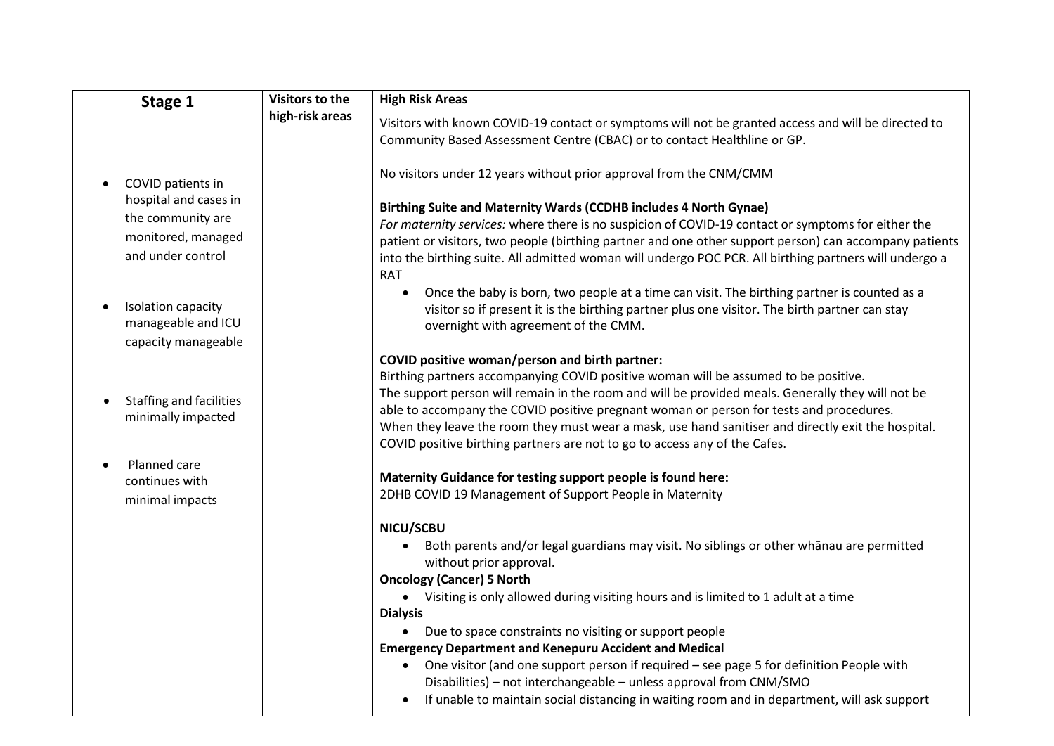| Stage 1 | Visitors to the high-risk areas | **High Risk Areas**<br>Visitors with known COVID-19 contact or symptoms will not be granted access and will be directed to Community Based Assessment Centre (CBAC) or to contact Healthline or GP.<br><br>No visitors under 12 years without prior approval from the CNM/CMM<br><br>**Birthing Suite and Maternity Wards (CCDHB includes 4 North Gynae)**<br>*For maternity services:* where there is no suspicion of COVID-19 contact or symptoms for either the patient or visitors, two people (birthing partner and one other support person) can accompany patients into the birthing suite. All admitted woman will undergo POC PCR. All birthing partners will undergo a RAT<br>• Once the baby is born, two people at a time can visit. The birthing partner is counted as a visitor so if present it is the birthing partner plus one visitor. The birth partner can stay overnight with agreement of the CMM.<br><br>**COVID positive woman/person and birth partner:**<br>Birthing partners accompanying COVID positive woman will be assumed to be positive.<br>The support person will remain in the room and will be provided meals. Generally they will not be able to accompany the COVID positive pregnant woman or person for tests and procedures.<br>When they leave the room they must wear a mask, use hand sanitiser and directly exit the hospital. COVID positive birthing partners are not to go to access any of the Cafes.<br><br>**Maternity Guidance for testing support people is found here:**<br>2DHB COVID 19 Management of Support People in Maternity<br><br>**NICU/SCBU**<br>• Both parents and/or legal guardians may visit. No siblings or other whānau are permitted without prior approval. |
|---|---|---|
| • COVID patients in hospital and cases in the community are monitored, managed and under control<br><br>• Isolation capacity manageable and ICU capacity manageable<br><br>• Staffing and facilities minimally impacted<br><br>• Planned care continues with minimal impacts | | **Oncology (Cancer) 5 North**<br>• Visiting is only allowed during visiting hours and is limited to 1 adult at a time<br>**Dialysis**<br>• Due to space constraints no visiting or support people<br>**Emergency Department and Kenepuru Accident and Medical**<br>• One visitor (and one support person if required – see page 5 for definition People with Disabilities) – not interchangeable – unless approval from CNM/SMO<br>• If unable to maintain social distancing in waiting room and in department, will ask support |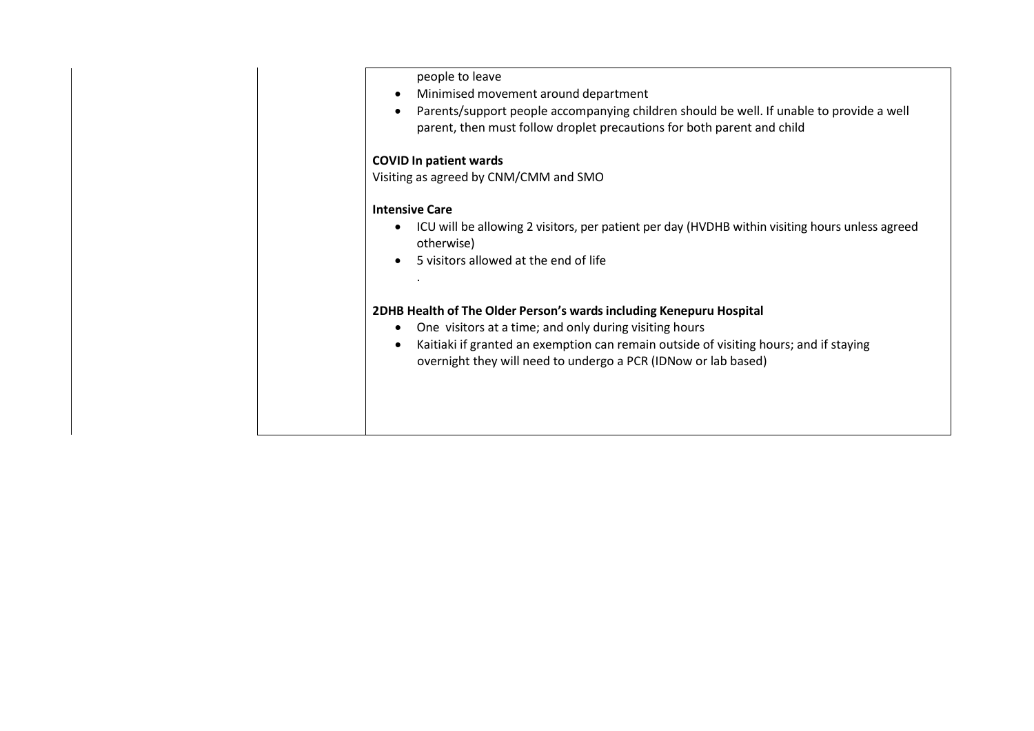| | | |
|---|---|---|
| | | people to leave<br>• Minimised movement around department<br>• Parents/support people accompanying children should be well. If unable to provide a well parent, then must follow droplet precautions for both parent and child<br><br>**COVID In patient wards**<br>Visiting as agreed by CNM/CMM and SMO<br><br>**Intensive Care**<br>• ICU will be allowing 2 visitors, per patient per day (HVDHB within visiting hours unless agreed otherwise)<br>• 5 visitors allowed at the end of life<br>.<br><br>**2DHB Health of The Older Person's wards including Kenepuru Hospital**<br>• One visitors at a time; and only during visiting hours<br>• Kaitiaki if granted an exemption can remain outside of visiting hours; and if staying overnight they will need to undergo a PCR (IDNow or lab based) |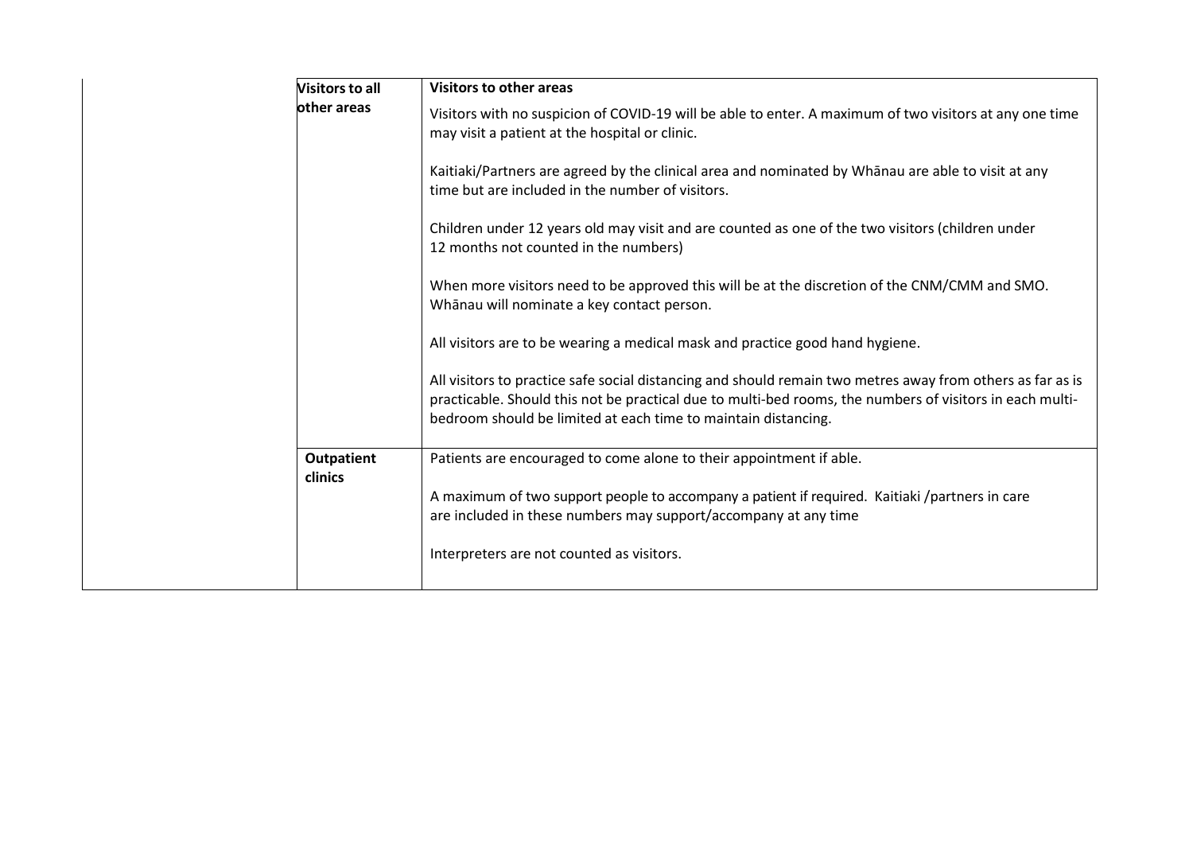| | | |
|---|---|---|
| | **Visitors to all other areas** | **Visitors to other areas**<br><br>Visitors with no suspicion of COVID-19 will be able to enter. A maximum of two visitors at any one time may visit a patient at the hospital or clinic.<br><br>Kaitiaki/Partners are agreed by the clinical area and nominated by Whānau are able to visit at any time but are included in the number of visitors.<br><br>Children under 12 years old may visit and are counted as one of the two visitors (children under 12 months not counted in the numbers)<br><br>When more visitors need to be approved this will be at the discretion of the CNM/CMM and SMO. Whānau will nominate a key contact person.<br><br>All visitors are to be wearing a medical mask and practice good hand hygiene.<br><br>All visitors to practice safe social distancing and should remain two metres away from others as far as is practicable. Should this not be practical due to multi-bed rooms, the numbers of visitors in each multi-bedroom should be limited at each time to maintain distancing. |
| | **Outpatient clinics** | Patients are encouraged to come alone to their appointment if able.<br><br>A maximum of two support people to accompany a patient if required. Kaitiaki /partners in care are included in these numbers may support/accompany at any time<br><br>Interpreters are not counted as visitors. |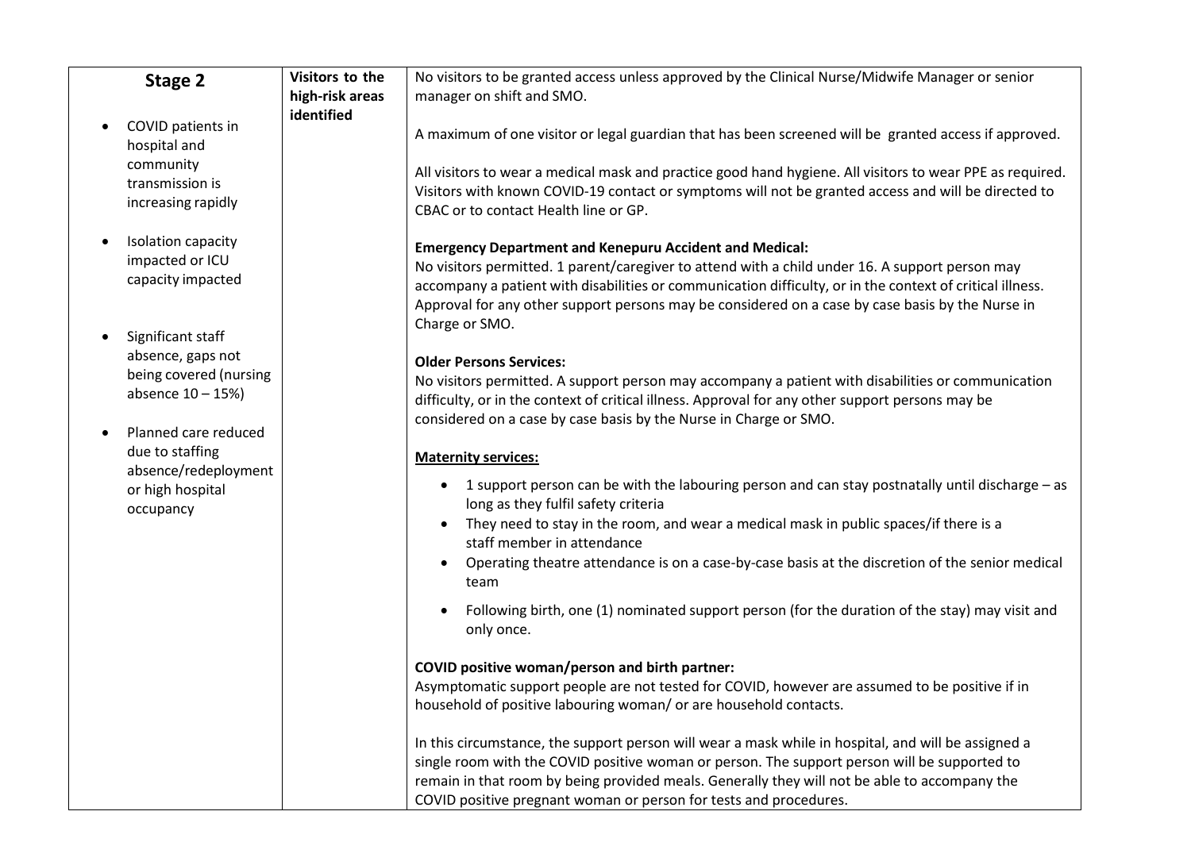| | | |
|---|---|---|
| **Stage 2**<br><br>• COVID patients in hospital and community transmission is increasing rapidly<br><br>• Isolation capacity impacted or ICU capacity impacted<br><br>• Significant staff absence, gaps not being covered (nursing absence 10 – 15%)<br><br>• Planned care reduced due to staffing absence/redeployment or high hospital occupancy | **Visitors to the high-risk areas identified** | No visitors to be granted access unless approved by the Clinical Nurse/Midwife Manager or senior manager on shift and SMO.<br><br>A maximum of one visitor or legal guardian that has been screened will be granted access if approved.<br><br>All visitors to wear a medical mask and practice good hand hygiene. All visitors to wear PPE as required. Visitors with known COVID-19 contact or symptoms will not be granted access and will be directed to CBAC or to contact Health line or GP.<br><br>**Emergency Department and Kenepuru Accident and Medical:**<br>No visitors permitted. 1 parent/caregiver to attend with a child under 16. A support person may accompany a patient with disabilities or communication difficulty, or in the context of critical illness. Approval for any other support persons may be considered on a case by case basis by the Nurse in Charge or SMO.<br><br>**Older Persons Services:**<br>No visitors permitted. A support person may accompany a patient with disabilities or communication difficulty, or in the context of critical illness. Approval for any other support persons may be considered on a case by case basis by the Nurse in Charge or SMO.<br><br>**Maternity services:**<br>• 1 support person can be with the labouring person and can stay postnatally until discharge – as long as they fulfil safety criteria<br>• They need to stay in the room, and wear a medical mask in public spaces/if there is a staff member in attendance<br>• Operating theatre attendance is on a case-by-case basis at the discretion of the senior medical team<br>• Following birth, one (1) nominated support person (for the duration of the stay) may visit and only once.<br><br>**COVID positive woman/person and birth partner:**<br>Asymptomatic support people are not tested for COVID, however are assumed to be positive if in household of positive labouring woman/ or are household contacts.<br><br>In this circumstance, the support person will wear a mask while in hospital, and will be assigned a single room with the COVID positive woman or person. The support person will be supported to remain in that room by being provided meals. Generally they will not be able to accompany the COVID positive pregnant woman or person for tests and procedures. |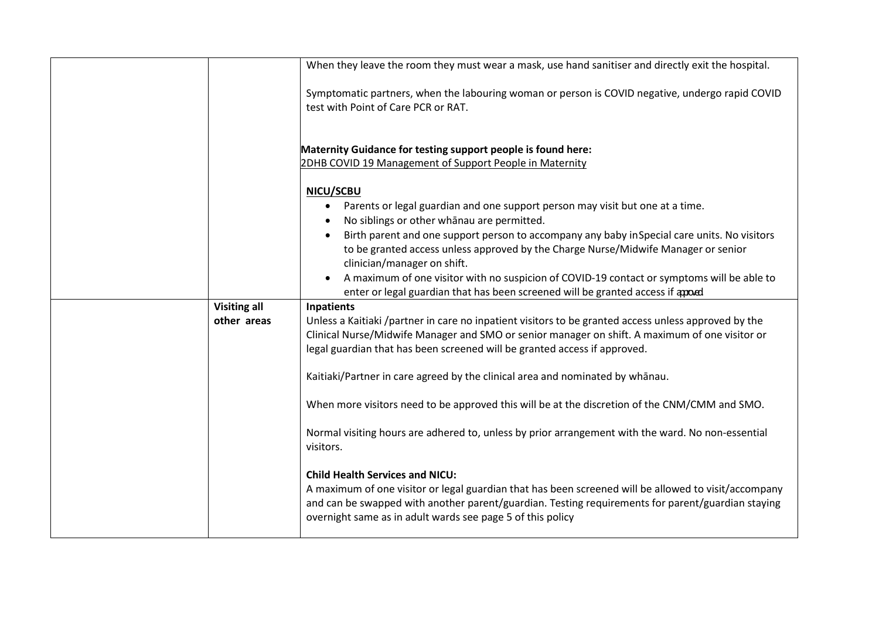| | | |
|---|---|---|
| | | When they leave the room they must wear a mask, use hand sanitiser and directly exit the hospital.<br><br>Symptomatic partners, when the labouring woman or person is COVID negative, undergo rapid COVID test with Point of Care PCR or RAT.<br><br>**Maternity Guidance for testing support people is found here:**<br>2DHB COVID 19 Management of Support People in Maternity<br><br>**NICU/SCBU**<br>• Parents or legal guardian and one support person may visit but one at a time.<br>• No siblings or other whānau are permitted.<br>• Birth parent and one support person to accompany any baby inSpecial care units. No visitors to be granted access unless approved by the Charge Nurse/Midwife Manager or senior clinician/manager on shift.<br>• A maximum of one visitor with no suspicion of COVID-19 contact or symptoms will be able to enter or legal guardian that has been screened will be granted access if approved |
| | **Visiting all other areas** | **Inpatients**<br>Unless a Kaitiaki /partner in care no inpatient visitors to be granted access unless approved by the Clinical Nurse/Midwife Manager and SMO or senior manager on shift. A maximum of one visitor or legal guardian that has been screened will be granted access if approved.<br><br>Kaitiaki/Partner in care agreed by the clinical area and nominated by whānau.<br><br>When more visitors need to be approved this will be at the discretion of the CNM/CMM and SMO.<br><br>Normal visiting hours are adhered to, unless by prior arrangement with the ward. No non-essential visitors.<br><br>**Child Health Services and NICU:**<br>A maximum of one visitor or legal guardian that has been screened will be allowed to visit/accompany and can be swapped with another parent/guardian. Testing requirements for parent/guardian staying overnight same as in adult wards see page 5 of this policy |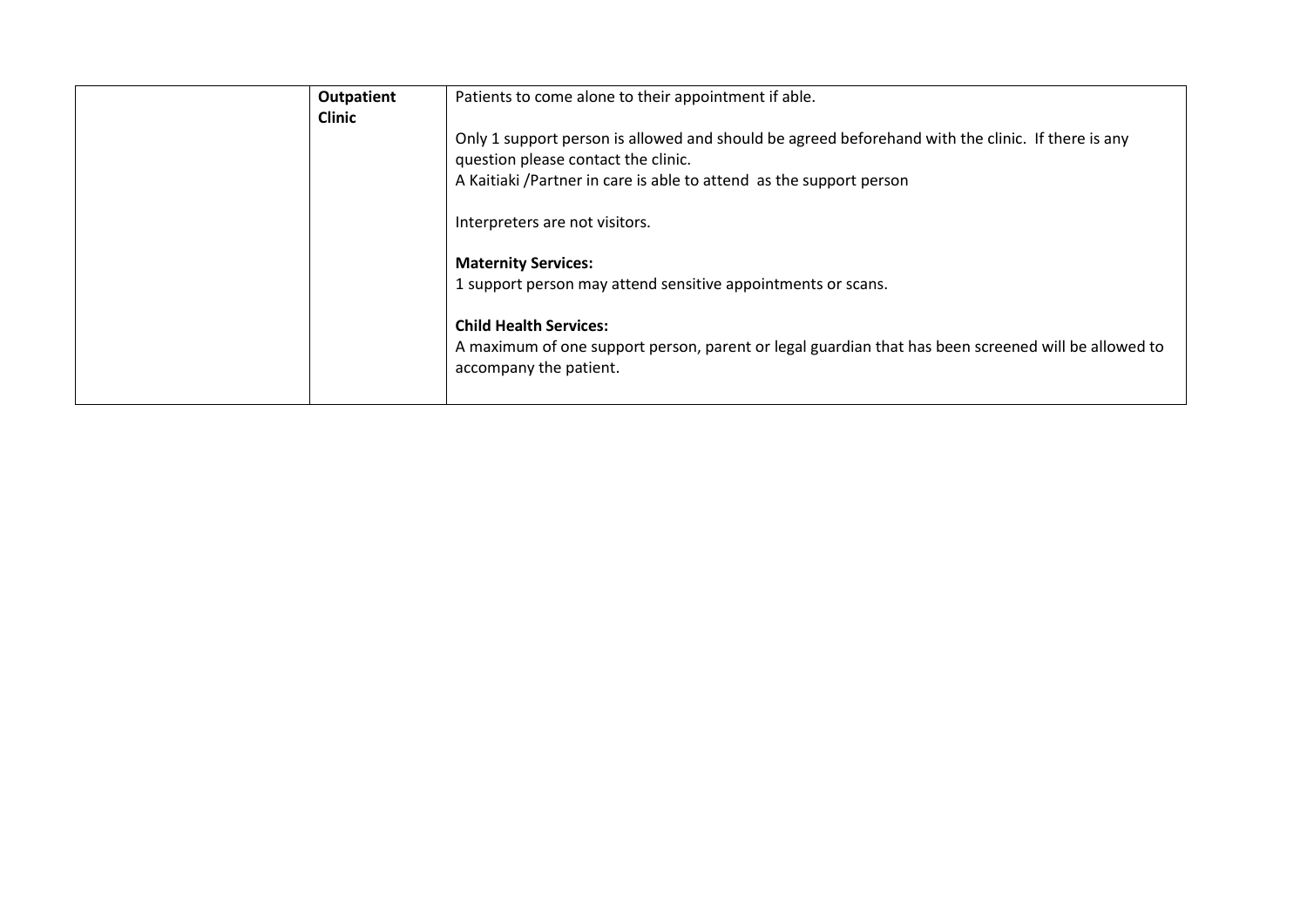| | | |
|---|---|---|
| | **Outpatient Clinic** | Patients to come alone to their appointment if able.<br><br>Only 1 support person is allowed and should be agreed beforehand with the clinic. If there is any question please contact the clinic.<br>A Kaitiaki /Partner in care is able to attend as the support person<br><br>Interpreters are not visitors.<br><br>**Maternity Services:**<br>1 support person may attend sensitive appointments or scans.<br><br>**Child Health Services:**<br>A maximum of one support person, parent or legal guardian that has been screened will be allowed to accompany the patient. |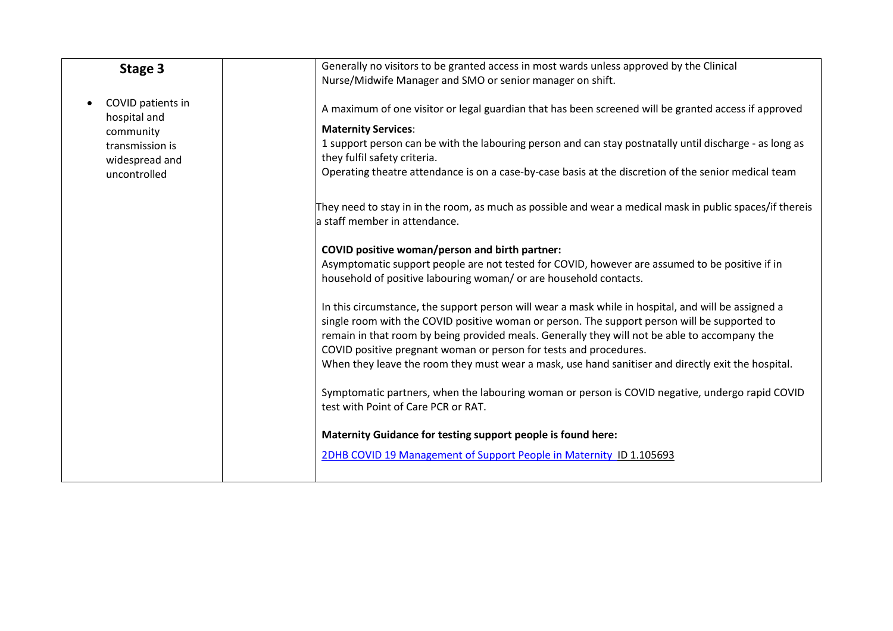| | | |
|---|---|---|
| **Stage 3**<br><br>• COVID patients in hospital and community transmission is widespread and uncontrolled | | Generally no visitors to be granted access in most wards unless approved by the Clinical Nurse/Midwife Manager and SMO or senior manager on shift.<br><br>A maximum of one visitor or legal guardian that has been screened will be granted access if approved<br><br>**Maternity Services**:<br>1 support person can be with the labouring person and can stay postnatally until discharge - as long as they fulfil safety criteria.<br>Operating theatre attendance is on a case-by-case basis at the discretion of the senior medical team<br><br>They need to stay in in the room, as much as possible and wear a medical mask in public spaces/if thereis a staff member in attendance.<br><br>**COVID positive woman/person and birth partner:**<br>Asymptomatic support people are not tested for COVID, however are assumed to be positive if in household of positive labouring woman/ or are household contacts.<br><br>In this circumstance, the support person will wear a mask while in hospital, and will be assigned a single room with the COVID positive woman or person. The support person will be supported to remain in that room by being provided meals. Generally they will not be able to accompany the COVID positive pregnant woman or person for tests and procedures.<br>When they leave the room they must wear a mask, use hand sanitiser and directly exit the hospital.<br><br>Symptomatic partners, when the labouring woman or person is COVID negative, undergo rapid COVID test with Point of Care PCR or RAT.<br><br>**Maternity Guidance for testing support people is found here:**<br>2DHB COVID 19 Management of Support People in Maternity ID 1.105693 |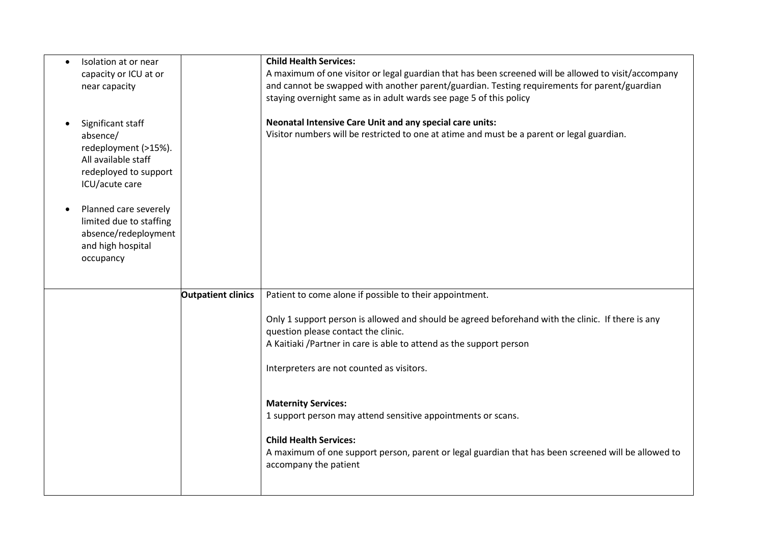| | | |
|---|---|---|
| <ul><li>Isolation at or near capacity or ICU at or near capacity</li><li>Significant staff absence/ redeployment (>15%). All available staff redeployed to support ICU/acute care</li><li>Planned care severely limited due to staffing absence/redeployment and high hospital occupancy</li></ul> | | **Child Health Services:**<br>A maximum of one visitor or legal guardian that has been screened will be allowed to visit/accompany and cannot be swapped with another parent/guardian. Testing requirements for parent/guardian staying overnight same as in adult wards see page 5 of this policy<br><br>**Neonatal Intensive Care Unit and any special care units:**<br>Visitor numbers will be restricted to one at atime and must be a parent or legal guardian. |
| | **Outpatient clinics** | Patient to come alone if possible to their appointment.<br><br>Only 1 support person is allowed and should be agreed beforehand with the clinic. If there is any question please contact the clinic.<br>A Kaitiaki /Partner in care is able to attend as the support person<br><br>Interpreters are not counted as visitors.<br><br>**Maternity Services:**<br>1 support person may attend sensitive appointments or scans.<br><br>**Child Health Services:**<br>A maximum of one support person, parent or legal guardian that has been screened will be allowed to accompany the patient |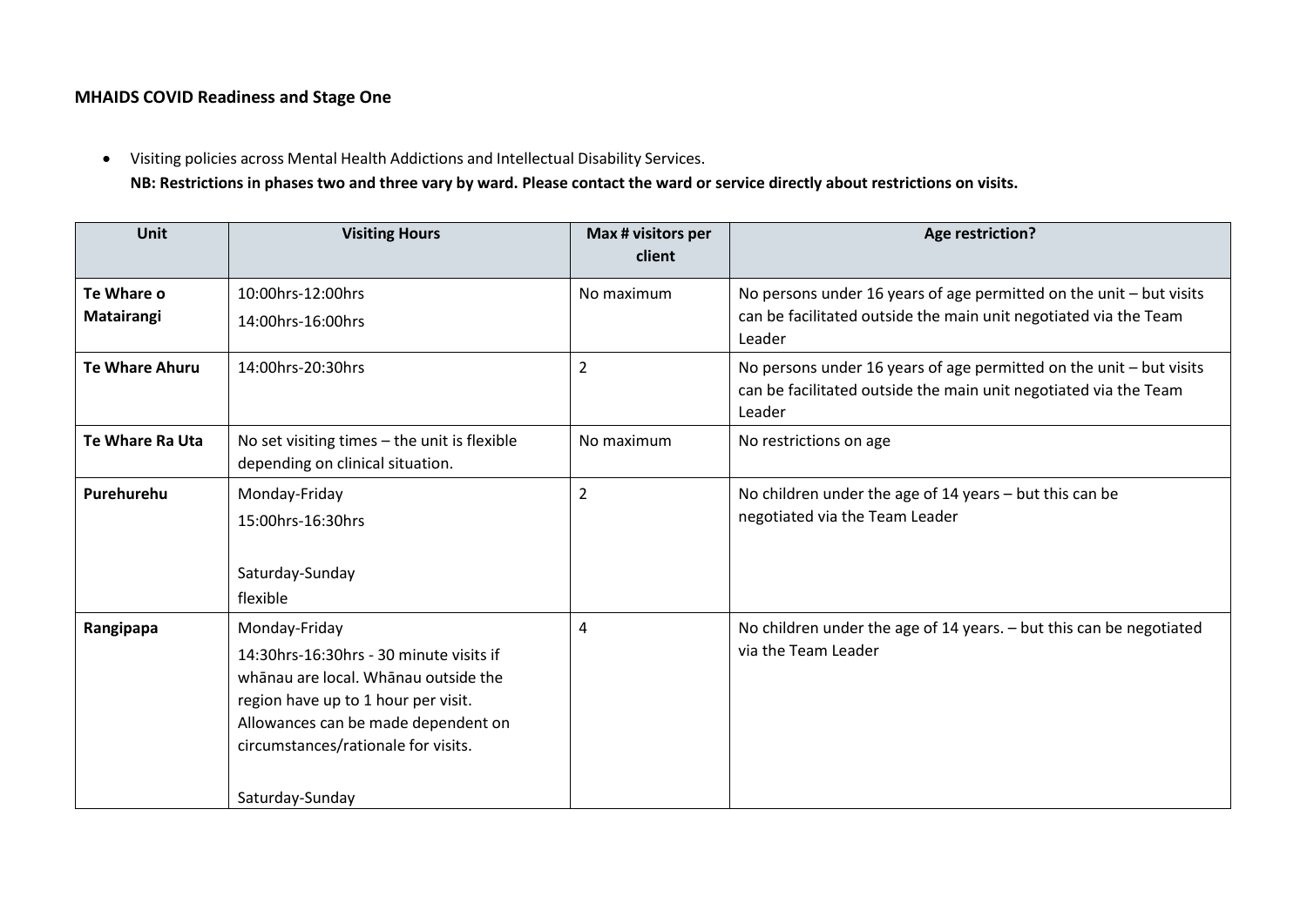**MHAIDS COVID Readiness and Stage One**

- Visiting policies across Mental Health Addictions and Intellectual Disability Services.
  **NB: Restrictions in phases two and three vary by ward. Please contact the ward or service directly about restrictions on visits.**

| Unit | Visiting Hours | Max # visitors per client | Age restriction? |
|---|---|---|---|
| **Te Whare o Matairangi** | 10:00hrs-12:00hrs<br>14:00hrs-16:00hrs | No maximum | No persons under 16 years of age permitted on the unit – but visits can be facilitated outside the main unit negotiated via the Team Leader |
| **Te Whare Ahuru** | 14:00hrs-20:30hrs | 2 | No persons under 16 years of age permitted on the unit – but visits can be facilitated outside the main unit negotiated via the Team Leader |
| **Te Whare Ra Uta** | No set visiting times – the unit is flexible depending on clinical situation. | No maximum | No restrictions on age |
| **Purehurehu** | Monday-Friday<br>15:00hrs-16:30hrs<br><br>Saturday-Sunday<br>flexible | 2 | No children under the age of 14 years – but this can be negotiated via the Team Leader |
| **Rangipapa** | Monday-Friday<br>14:30hrs-16:30hrs - 30 minute visits if whānau are local. Whānau outside the region have up to 1 hour per visit. Allowances can be made dependent on circumstances/rationale for visits.<br><br>Saturday-Sunday | 4 | No children under the age of 14 years. – but this can be negotiated via the Team Leader |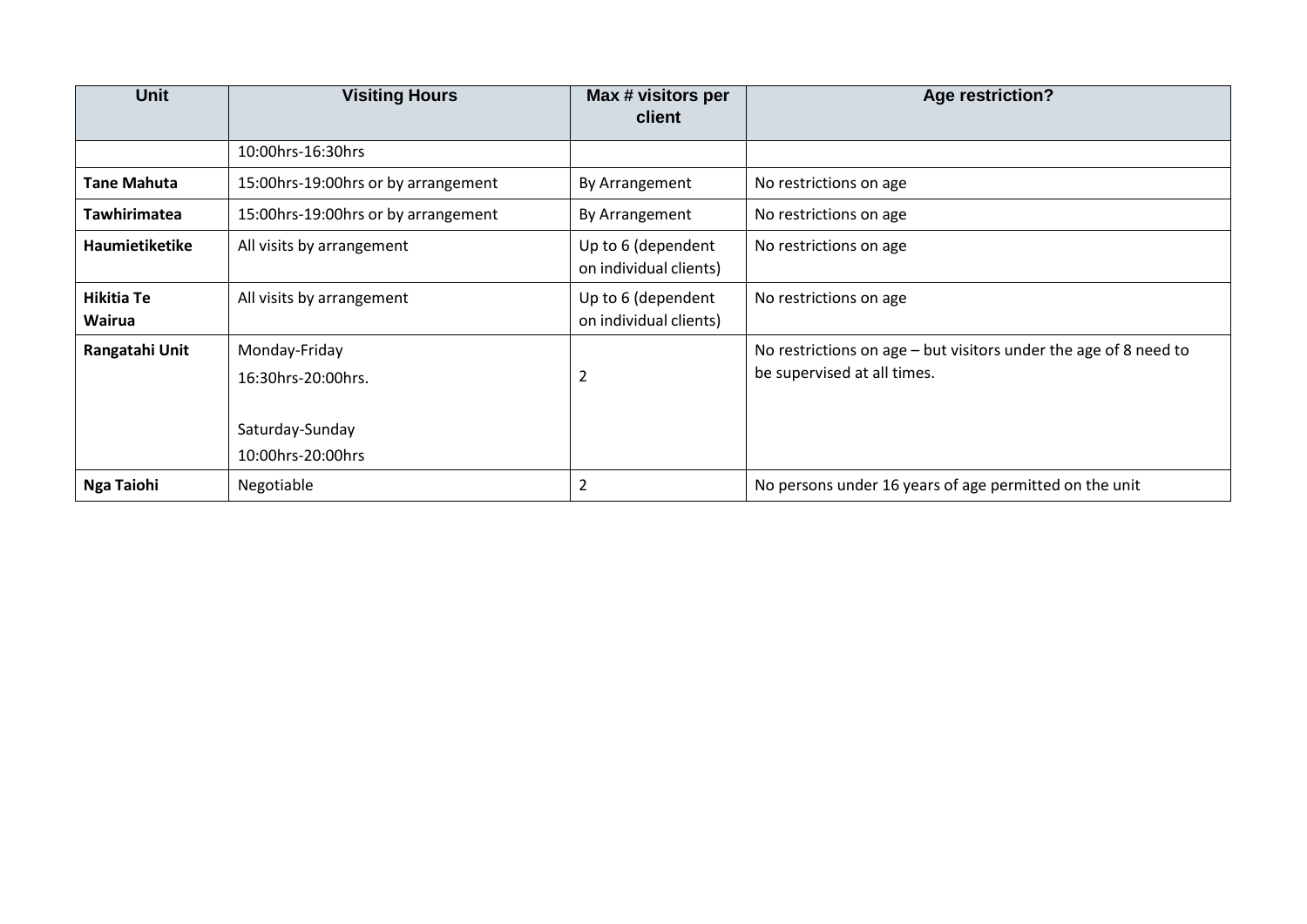| Unit | Visiting Hours | Max # visitors per client | Age restriction? |
|---|---|---|---|
| | 10:00hrs-16:30hrs | | |
| **Tane Mahuta** | 15:00hrs-19:00hrs or by arrangement | By Arrangement | No restrictions on age |
| **Tawhirimatea** | 15:00hrs-19:00hrs or by arrangement | By Arrangement | No restrictions on age |
| **Haumietiketike** | All visits by arrangement | Up to 6 (dependent on individual clients) | No restrictions on age |
| **Hikitia Te Wairua** | All visits by arrangement | Up to 6 (dependent on individual clients) | No restrictions on age |
| **Rangatahi Unit** | Monday-Friday<br>16:30hrs-20:00hrs.<br><br>Saturday-Sunday<br>10:00hrs-20:00hrs | 2 | No restrictions on age – but visitors under the age of 8 need to be supervised at all times. |
| **Nga Taiohi** | Negotiable | 2 | No persons under 16 years of age permitted on the unit |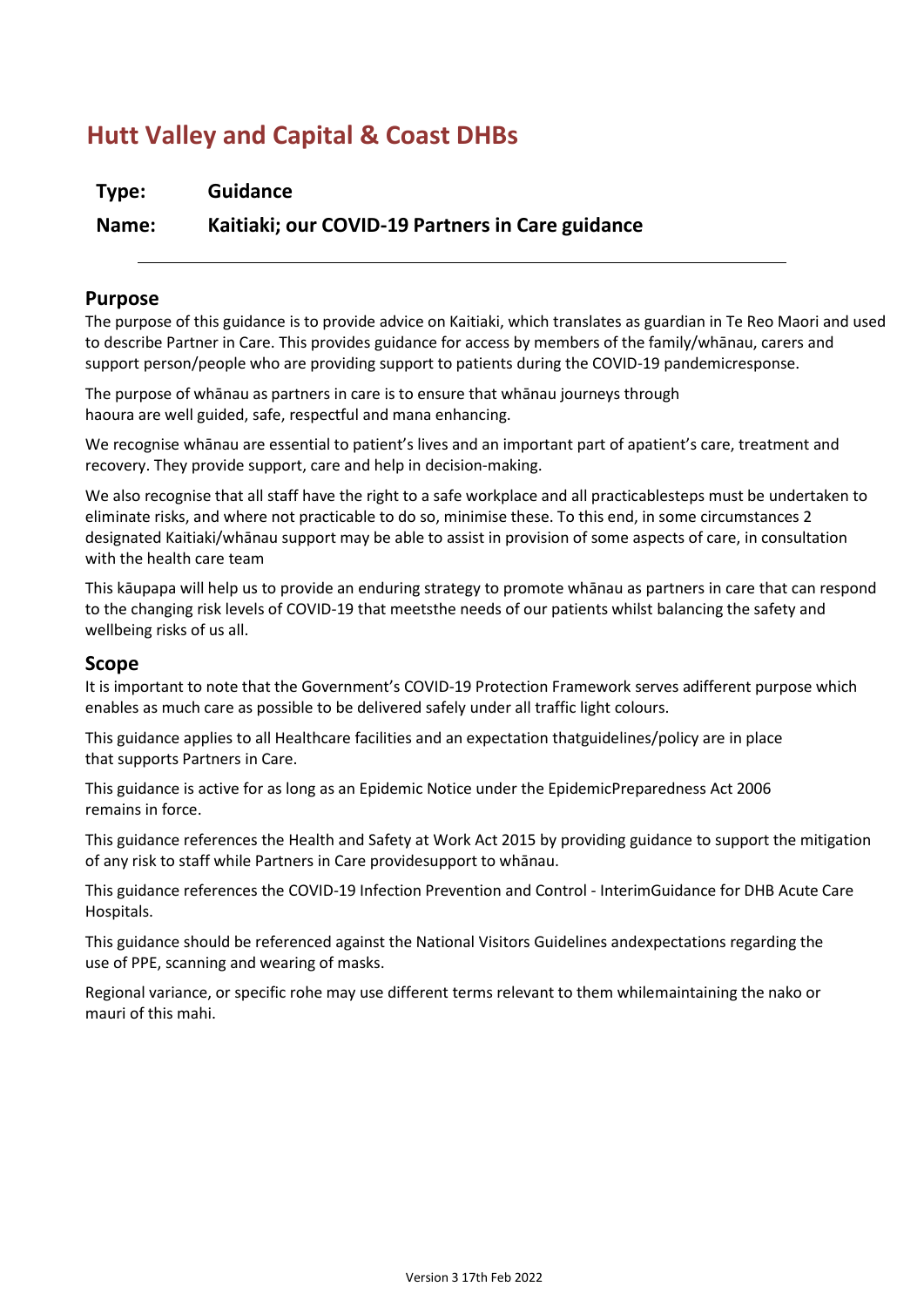# Hutt Valley and Capital & Coast DHBs

**Type:** **Guidance**

**Name:** **Kaitiaki; our COVID-19 Partners in Care guidance**

---

## Purpose

The purpose of this guidance is to provide advice on Kaitiaki, which translates as guardian in Te Reo Maori and used to describe Partner in Care. This provides guidance for access by members of the family/whānau, carers and support person/people who are providing support to patients during the COVID-19 pandemicresponse.

The purpose of whānau as partners in care is to ensure that whānau journeys through haoura are well guided, safe, respectful and mana enhancing.

We recognise whānau are essential to patient's lives and an important part of apatient's care, treatment and recovery. They provide support, care and help in decision-making.

We also recognise that all staff have the right to a safe workplace and all practicablesteps must be undertaken to eliminate risks, and where not practicable to do so, minimise these. To this end, in some circumstances 2 designated Kaitiaki/whānau support may be able to assist in provision of some aspects of care, in consultation with the health care team

This kāupapa will help us to provide an enduring strategy to promote whānau as partners in care that can respond to the changing risk levels of COVID-19 that meetsthe needs of our patients whilst balancing the safety and wellbeing risks of us all.

## Scope

It is important to note that the Government's COVID-19 Protection Framework serves adifferent purpose which enables as much care as possible to be delivered safely under all traffic light colours.

This guidance applies to all Healthcare facilities and an expectation thatguidelines/policy are in place that supports Partners in Care.

This guidance is active for as long as an Epidemic Notice under the EpidemicPreparedness Act 2006 remains in force.

This guidance references the Health and Safety at Work Act 2015 by providing guidance to support the mitigation of any risk to staff while Partners in Care providesupport to whānau.

This guidance references the COVID-19 Infection Prevention and Control - InterimGuidance for DHB Acute Care Hospitals.

This guidance should be referenced against the National Visitors Guidelines andexpectations regarding the use of PPE, scanning and wearing of masks.

Regional variance, or specific rohe may use different terms relevant to them whilemaintaining the nako or mauri of this mahi.

Version 3 17th Feb 2022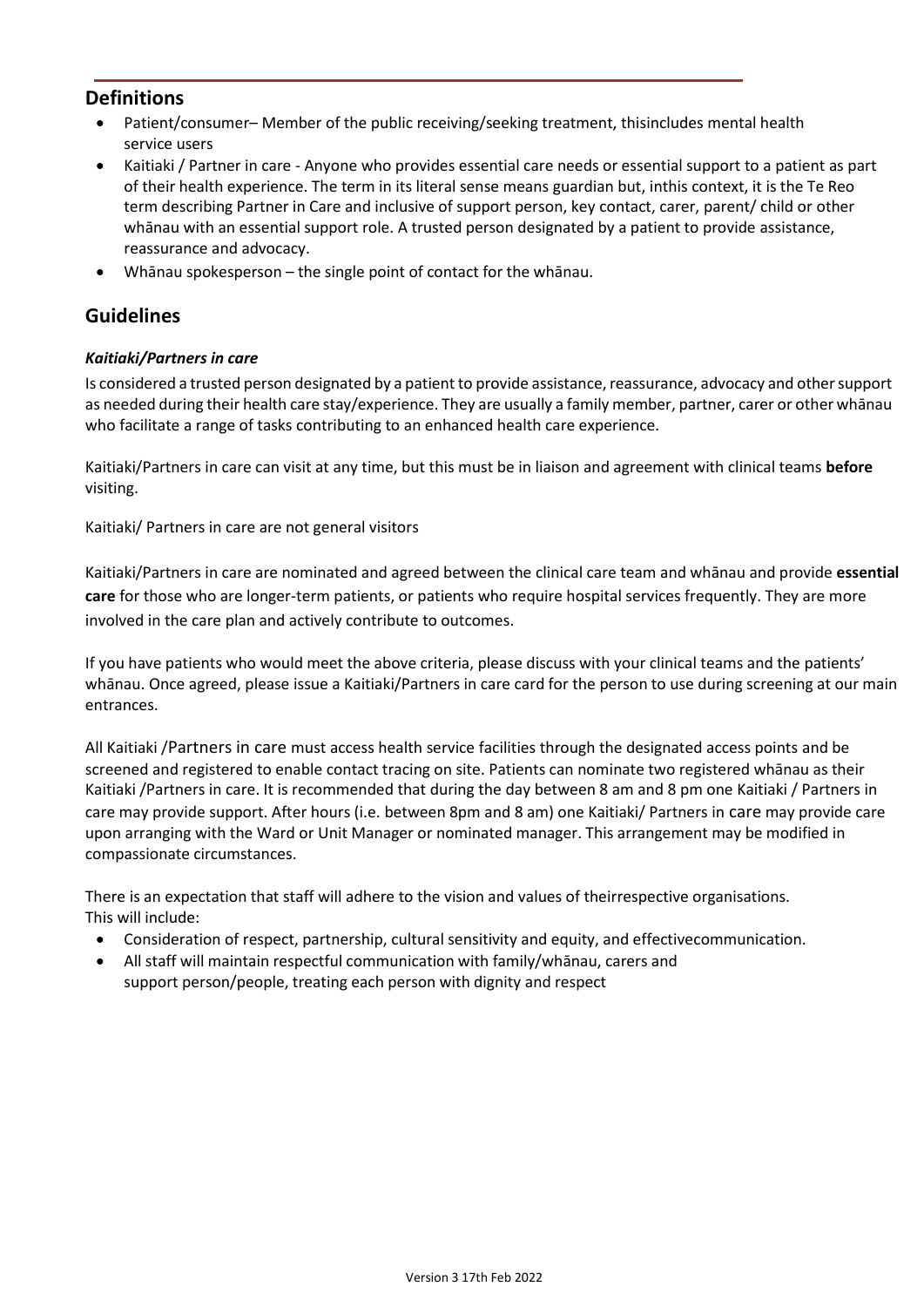## Definitions

- Patient/consumer– Member of the public receiving/seeking treatment, thisincludes mental health service users
- Kaitiaki / Partner in care - Anyone who provides essential care needs or essential support to a patient as part of their health experience. The term in its literal sense means guardian but, inthis context, it is the Te Reo term describing Partner in Care and inclusive of support person, key contact, carer, parent/ child or other whānau with an essential support role. A trusted person designated by a patient to provide assistance, reassurance and advocacy.
- Whānau spokesperson – the single point of contact for the whānau.

## Guidelines

### *Kaitiaki/Partners in care*

Is considered a trusted person designated by a patient to provide assistance, reassurance, advocacy and other support as needed during their health care stay/experience. They are usually a family member, partner, carer or other whānau who facilitate a range of tasks contributing to an enhanced health care experience.

Kaitiaki/Partners in care can visit at any time, but this must be in liaison and agreement with clinical teams **before** visiting.

Kaitiaki/ Partners in care are not general visitors

Kaitiaki/Partners in care are nominated and agreed between the clinical care team and whānau and provide **essential care** for those who are longer-term patients, or patients who require hospital services frequently. They are more involved in the care plan and actively contribute to outcomes.

If you have patients who would meet the above criteria, please discuss with your clinical teams and the patients' whānau. Once agreed, please issue a Kaitiaki/Partners in care card for the person to use during screening at our main entrances.

All Kaitiaki /Partners in care must access health service facilities through the designated access points and be screened and registered to enable contact tracing on site. Patients can nominate two registered whānau as their Kaitiaki /Partners in care. It is recommended that during the day between 8 am and 8 pm one Kaitiaki / Partners in care may provide support. After hours (i.e. between 8pm and 8 am) one Kaitiaki/ Partners in care may provide care upon arranging with the Ward or Unit Manager or nominated manager. This arrangement may be modified in compassionate circumstances.

There is an expectation that staff will adhere to the vision and values of theirrespective organisations. This will include:

- Consideration of respect, partnership, cultural sensitivity and equity, and effectivecommunication.
- All staff will maintain respectful communication with family/whānau, carers and support person/people, treating each person with dignity and respect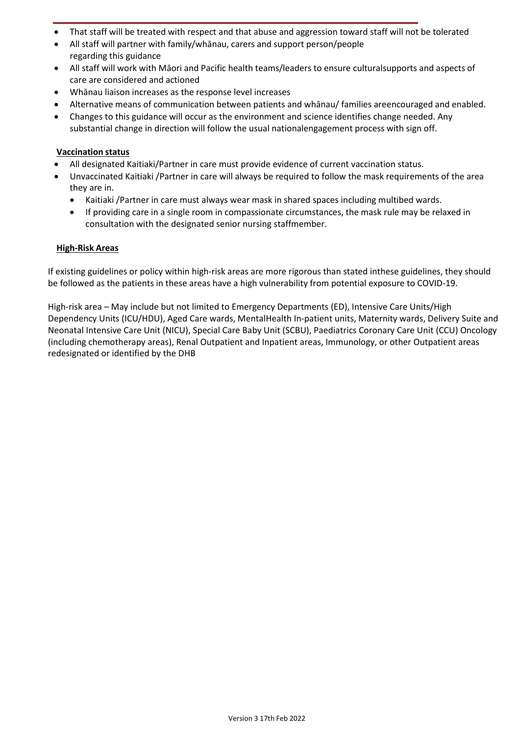- That staff will be treated with respect and that abuse and aggression toward staff will not be tolerated
- All staff will partner with family/whānau, carers and support person/people regarding this guidance
- All staff will work with Māori and Pacific health teams/leaders to ensure culturalsupports and aspects of care are considered and actioned
- Whānau liaison increases as the response level increases
- Alternative means of communication between patients and whānau/ families areencouraged and enabled.
- Changes to this guidance will occur as the environment and science identifies change needed. Any substantial change in direction will follow the usual nationalengagement process with sign off.

**Vaccination status**

- All designated Kaitiaki/Partner in care must provide evidence of current vaccination status.
- Unvaccinated Kaitiaki /Partner in care will always be required to follow the mask requirements of the area they are in.
    - Kaitiaki /Partner in care must always wear mask in shared spaces including multibed wards.
    - If providing care in a single room in compassionate circumstances, the mask rule may be relaxed in consultation with the designated senior nursing staffmember.

**High-Risk Areas**

If existing guidelines or policy within high-risk areas are more rigorous than stated inthese guidelines, they should be followed as the patients in these areas have a high vulnerability from potential exposure to COVID-19.

High-risk area – May include but not limited to Emergency Departments (ED), Intensive Care Units/High Dependency Units (ICU/HDU), Aged Care wards, MentalHealth In-patient units, Maternity wards, Delivery Suite and Neonatal Intensive Care Unit (NICU), Special Care Baby Unit (SCBU), Paediatrics Coronary Care Unit (CCU) Oncology (including chemotherapy areas), Renal Outpatient and Inpatient areas, Immunology, or other Outpatient areas redesignated or identified by the DHB